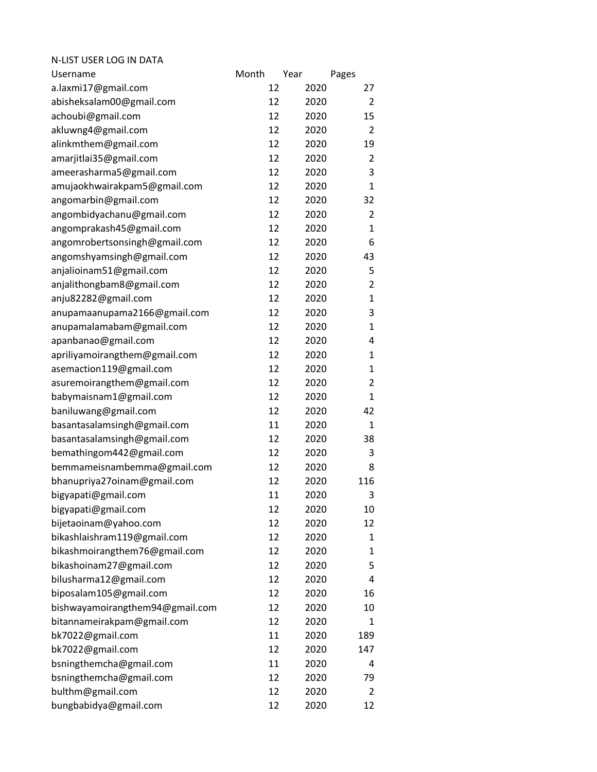N-LIST USER LOG IN DATA

| Username | Month | Year | Pages |
|---|---|---|---|
| a.laxmi17@gmail.com | 12 | 2020 | 27 |
| abisheksalam00@gmail.com | 12 | 2020 | 2 |
| achoubi@gmail.com | 12 | 2020 | 15 |
| akluwng4@gmail.com | 12 | 2020 | 2 |
| alinkmthem@gmail.com | 12 | 2020 | 19 |
| amarjitlai35@gmail.com | 12 | 2020 | 2 |
| ameerasharma5@gmail.com | 12 | 2020 | 3 |
| amujaokhwairakpam5@gmail.com | 12 | 2020 | 1 |
| angomarbin@gmail.com | 12 | 2020 | 32 |
| angombidyachanu@gmail.com | 12 | 2020 | 2 |
| angomprakash45@gmail.com | 12 | 2020 | 1 |
| angomrobertsonsingh@gmail.com | 12 | 2020 | 6 |
| angomshyamsingh@gmail.com | 12 | 2020 | 43 |
| anjalioinam51@gmail.com | 12 | 2020 | 5 |
| anjalithongbam8@gmail.com | 12 | 2020 | 2 |
| anju82282@gmail.com | 12 | 2020 | 1 |
| anupamaanupama2166@gmail.com | 12 | 2020 | 3 |
| anupamalamabam@gmail.com | 12 | 2020 | 1 |
| apanbanao@gmail.com | 12 | 2020 | 4 |
| apriliyamoirangthem@gmail.com | 12 | 2020 | 1 |
| asemaction119@gmail.com | 12 | 2020 | 1 |
| asuremoirangthem@gmail.com | 12 | 2020 | 2 |
| babymaisnam1@gmail.com | 12 | 2020 | 1 |
| baniluwang@gmail.com | 12 | 2020 | 42 |
| basantasalamsingh@gmail.com | 11 | 2020 | 1 |
| basantasalamsingh@gmail.com | 12 | 2020 | 38 |
| bemathingom442@gmail.com | 12 | 2020 | 3 |
| bemmameisnambemma@gmail.com | 12 | 2020 | 8 |
| bhanupriya27oinam@gmail.com | 12 | 2020 | 116 |
| bigyapati@gmail.com | 11 | 2020 | 3 |
| bigyapati@gmail.com | 12 | 2020 | 10 |
| bijetaoinam@yahoo.com | 12 | 2020 | 12 |
| bikashlaishram119@gmail.com | 12 | 2020 | 1 |
| bikashmoirangthem76@gmail.com | 12 | 2020 | 1 |
| bikashoinam27@gmail.com | 12 | 2020 | 5 |
| bilusharma12@gmail.com | 12 | 2020 | 4 |
| biposalam105@gmail.com | 12 | 2020 | 16 |
| bishwayamoirangthem94@gmail.com | 12 | 2020 | 10 |
| bitannameirakpam@gmail.com | 12 | 2020 | 1 |
| bk7022@gmail.com | 11 | 2020 | 189 |
| bk7022@gmail.com | 12 | 2020 | 147 |
| bsningthemcha@gmail.com | 11 | 2020 | 4 |
| bsningthemcha@gmail.com | 12 | 2020 | 79 |
| bulthm@gmail.com | 12 | 2020 | 2 |
| bungbabidya@gmail.com | 12 | 2020 | 12 |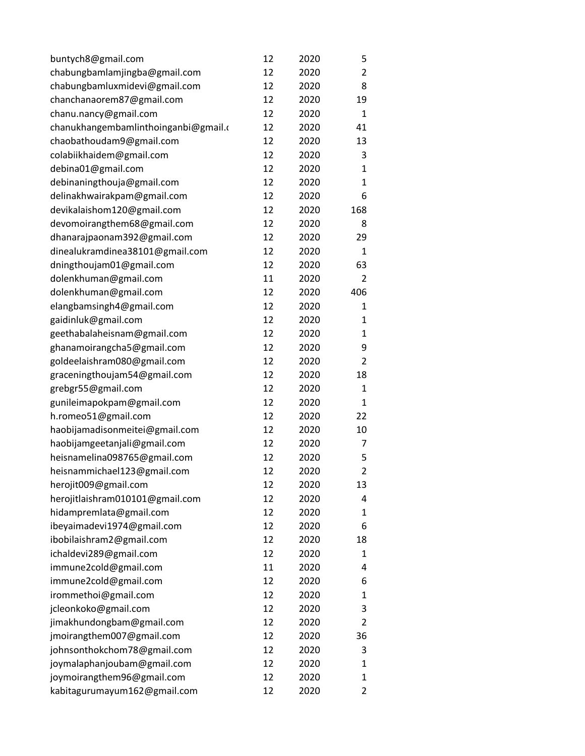| | | | |
|---|---|---|---|
| buntych8@gmail.com | 12 | 2020 | 5 |
| chabungbamlamjingba@gmail.com | 12 | 2020 | 2 |
| chabungbamluxmidevi@gmail.com | 12 | 2020 | 8 |
| chanchanaorem87@gmail.com | 12 | 2020 | 19 |
| chanu.nancy@gmail.com | 12 | 2020 | 1 |
| chanukhangembamlinthoinganbi@gmail.c | 12 | 2020 | 41 |
| chaobathoudam9@gmail.com | 12 | 2020 | 13 |
| colabiikhaidem@gmail.com | 12 | 2020 | 3 |
| debina01@gmail.com | 12 | 2020 | 1 |
| debinaningthouja@gmail.com | 12 | 2020 | 1 |
| delinakhwairakpam@gmail.com | 12 | 2020 | 6 |
| devikalaishom120@gmail.com | 12 | 2020 | 168 |
| devomoirangthem68@gmail.com | 12 | 2020 | 8 |
| dhanarajpaonam392@gmail.com | 12 | 2020 | 29 |
| dinealukramdinea38101@gmail.com | 12 | 2020 | 1 |
| dningthoujam01@gmail.com | 12 | 2020 | 63 |
| dolenkhuman@gmail.com | 11 | 2020 | 2 |
| dolenkhuman@gmail.com | 12 | 2020 | 406 |
| elangbamsingh4@gmail.com | 12 | 2020 | 1 |
| gaidinluk@gmail.com | 12 | 2020 | 1 |
| geethabalaheisnam@gmail.com | 12 | 2020 | 1 |
| ghanamoirangcha5@gmail.com | 12 | 2020 | 9 |
| goldeelaishram080@gmail.com | 12 | 2020 | 2 |
| graceningthoujam54@gmail.com | 12 | 2020 | 18 |
| grebgr55@gmail.com | 12 | 2020 | 1 |
| gunileimapokpam@gmail.com | 12 | 2020 | 1 |
| h.romeo51@gmail.com | 12 | 2020 | 22 |
| haobijamadisonmeitei@gmail.com | 12 | 2020 | 10 |
| haobijamgeetanjali@gmail.com | 12 | 2020 | 7 |
| heisnamelina098765@gmail.com | 12 | 2020 | 5 |
| heisnammichael123@gmail.com | 12 | 2020 | 2 |
| herojit009@gmail.com | 12 | 2020 | 13 |
| herojitlaishram010101@gmail.com | 12 | 2020 | 4 |
| hidampremlata@gmail.com | 12 | 2020 | 1 |
| ibeyaimadevi1974@gmail.com | 12 | 2020 | 6 |
| ibobilaishram2@gmail.com | 12 | 2020 | 18 |
| ichaldevi289@gmail.com | 12 | 2020 | 1 |
| immune2cold@gmail.com | 11 | 2020 | 4 |
| immune2cold@gmail.com | 12 | 2020 | 6 |
| irommethoi@gmail.com | 12 | 2020 | 1 |
| jcleonkoko@gmail.com | 12 | 2020 | 3 |
| jimakhundongbam@gmail.com | 12 | 2020 | 2 |
| jmoirangthem007@gmail.com | 12 | 2020 | 36 |
| johnsonthokchom78@gmail.com | 12 | 2020 | 3 |
| joymalaphanjoubam@gmail.com | 12 | 2020 | 1 |
| joymoirangthem96@gmail.com | 12 | 2020 | 1 |
| kabitagurumayum162@gmail.com | 12 | 2020 | 2 |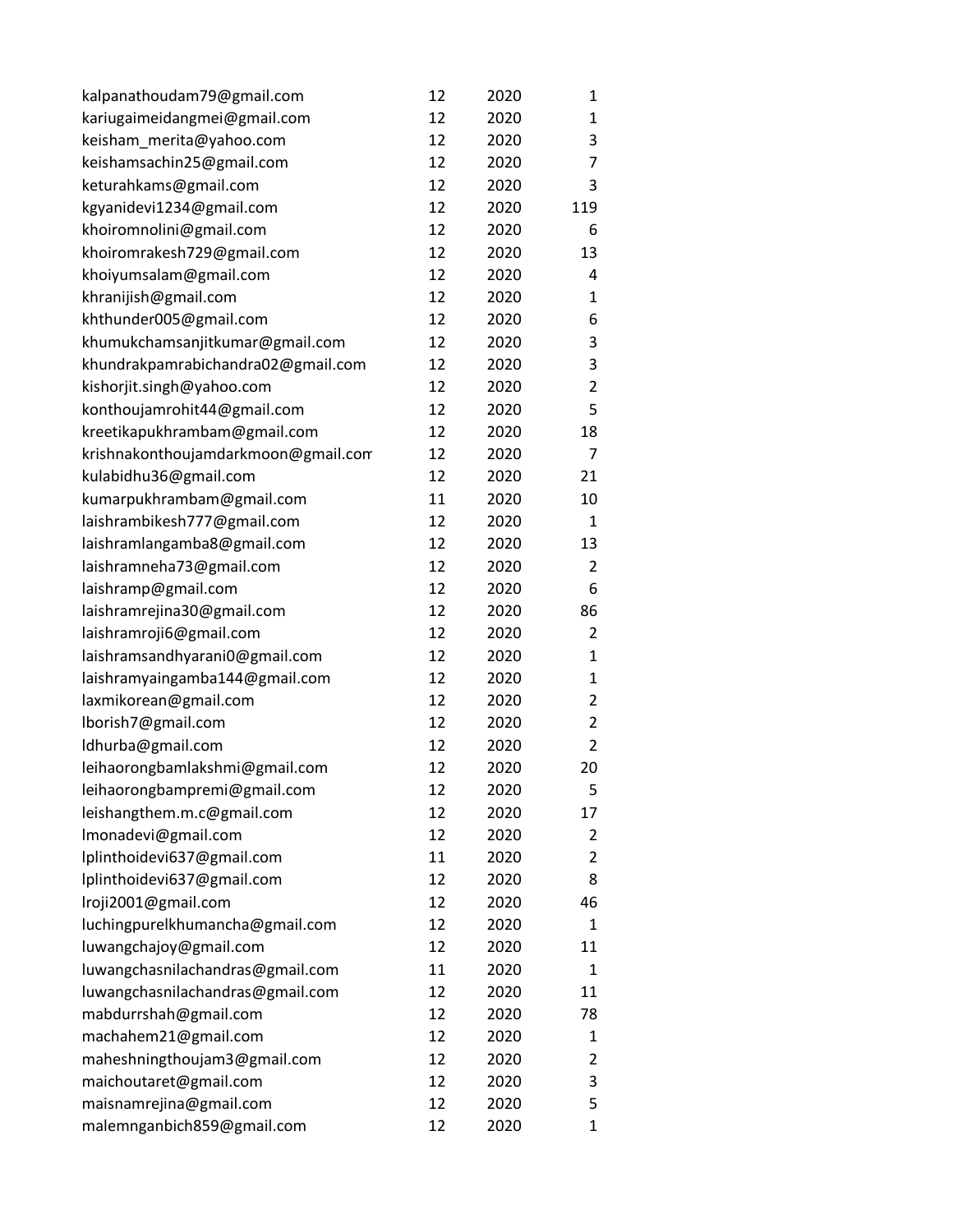| | | | |
|---|---|---|---|
| kalpanathoudam79@gmail.com | 12 | 2020 | 1 |
| kariugaimeidangmei@gmail.com | 12 | 2020 | 1 |
| keisham_merita@yahoo.com | 12 | 2020 | 3 |
| keishamsachin25@gmail.com | 12 | 2020 | 7 |
| keturahkams@gmail.com | 12 | 2020 | 3 |
| kgyanidevi1234@gmail.com | 12 | 2020 | 119 |
| khoiromnolini@gmail.com | 12 | 2020 | 6 |
| khoiromrakesh729@gmail.com | 12 | 2020 | 13 |
| khoiyumsalam@gmail.com | 12 | 2020 | 4 |
| khranijish@gmail.com | 12 | 2020 | 1 |
| khthunder005@gmail.com | 12 | 2020 | 6 |
| khumukchamsanjitkumar@gmail.com | 12 | 2020 | 3 |
| khundrakpamrabichandra02@gmail.com | 12 | 2020 | 3 |
| kishorjit.singh@yahoo.com | 12 | 2020 | 2 |
| konthoujamrohit44@gmail.com | 12 | 2020 | 5 |
| kreetikapukhrambam@gmail.com | 12 | 2020 | 18 |
| krishnakonthoujamdarkmoon@gmail.com | 12 | 2020 | 7 |
| kulabidhu36@gmail.com | 12 | 2020 | 21 |
| kumarpukhrambam@gmail.com | 11 | 2020 | 10 |
| laishrambikesh777@gmail.com | 12 | 2020 | 1 |
| laishramlangamba8@gmail.com | 12 | 2020 | 13 |
| laishramneha73@gmail.com | 12 | 2020 | 2 |
| laishramp@gmail.com | 12 | 2020 | 6 |
| laishramrejina30@gmail.com | 12 | 2020 | 86 |
| laishramroji6@gmail.com | 12 | 2020 | 2 |
| laishramsandhyarani0@gmail.com | 12 | 2020 | 1 |
| laishramyaingamba144@gmail.com | 12 | 2020 | 1 |
| laxmikorean@gmail.com | 12 | 2020 | 2 |
| lborish7@gmail.com | 12 | 2020 | 2 |
| ldhurba@gmail.com | 12 | 2020 | 2 |
| leihaorongbamlakshmi@gmail.com | 12 | 2020 | 20 |
| leihaorongbampremi@gmail.com | 12 | 2020 | 5 |
| leishangthem.m.c@gmail.com | 12 | 2020 | 17 |
| lmonadevi@gmail.com | 12 | 2020 | 2 |
| lplinthoidevi637@gmail.com | 11 | 2020 | 2 |
| lplinthoidevi637@gmail.com | 12 | 2020 | 8 |
| lroji2001@gmail.com | 12 | 2020 | 46 |
| luchingpurelkhumancha@gmail.com | 12 | 2020 | 1 |
| luwangchajoy@gmail.com | 12 | 2020 | 11 |
| luwangchasnilachandras@gmail.com | 11 | 2020 | 1 |
| luwangchasnilachandras@gmail.com | 12 | 2020 | 11 |
| mabdurrshah@gmail.com | 12 | 2020 | 78 |
| machahem21@gmail.com | 12 | 2020 | 1 |
| maheshningthoujam3@gmail.com | 12 | 2020 | 2 |
| maichoutaret@gmail.com | 12 | 2020 | 3 |
| maisnamrejina@gmail.com | 12 | 2020 | 5 |
| malemnganbich859@gmail.com | 12 | 2020 | 1 |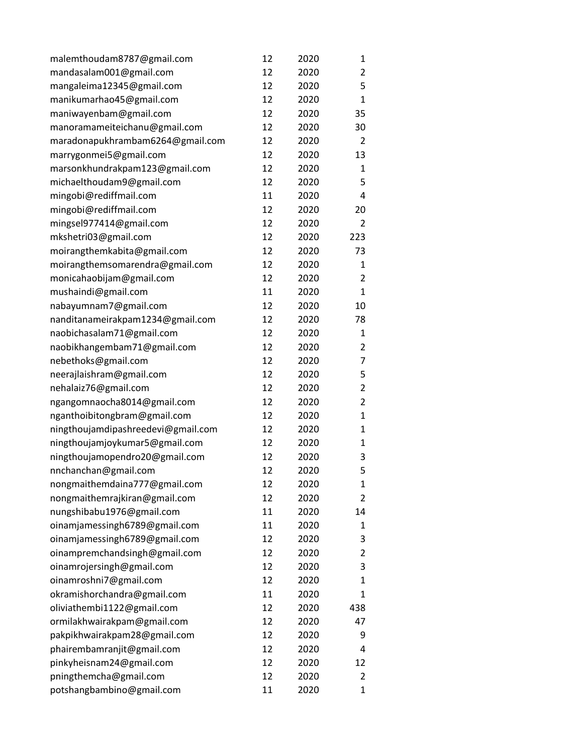| | | | |
|---|---|---|---|
| malemthoudam8787@gmail.com | 12 | 2020 | 1 |
| mandasalam001@gmail.com | 12 | 2020 | 2 |
| mangaleima12345@gmail.com | 12 | 2020 | 5 |
| manikumarhao45@gmail.com | 12 | 2020 | 1 |
| maniwayenbam@gmail.com | 12 | 2020 | 35 |
| manoramameiteichanu@gmail.com | 12 | 2020 | 30 |
| maradonapukhrambam6264@gmail.com | 12 | 2020 | 2 |
| marrygonmei5@gmail.com | 12 | 2020 | 13 |
| marsonkhundrakpam123@gmail.com | 12 | 2020 | 1 |
| michaelthoudam9@gmail.com | 12 | 2020 | 5 |
| mingobi@rediffmail.com | 11 | 2020 | 4 |
| mingobi@rediffmail.com | 12 | 2020 | 20 |
| mingsel977414@gmail.com | 12 | 2020 | 2 |
| mkshetri03@gmail.com | 12 | 2020 | 223 |
| moirangthemkabita@gmail.com | 12 | 2020 | 73 |
| moirangthemsomarendra@gmail.com | 12 | 2020 | 1 |
| monicahaobijam@gmail.com | 12 | 2020 | 2 |
| mushaindi@gmail.com | 11 | 2020 | 1 |
| nabayumnam7@gmail.com | 12 | 2020 | 10 |
| nanditanameirakpam1234@gmail.com | 12 | 2020 | 78 |
| naobichasalam71@gmail.com | 12 | 2020 | 1 |
| naobikhangembam71@gmail.com | 12 | 2020 | 2 |
| nebethoks@gmail.com | 12 | 2020 | 7 |
| neerajlaishram@gmail.com | 12 | 2020 | 5 |
| nehalaiz76@gmail.com | 12 | 2020 | 2 |
| ngangomnaocha8014@gmail.com | 12 | 2020 | 2 |
| nganthoibitongbram@gmail.com | 12 | 2020 | 1 |
| ningthoujamdipashreedevi@gmail.com | 12 | 2020 | 1 |
| ningthoujamjoykumar5@gmail.com | 12 | 2020 | 1 |
| ningthoujamopendro20@gmail.com | 12 | 2020 | 3 |
| nnchanchan@gmail.com | 12 | 2020 | 5 |
| nongmaithemdaina777@gmail.com | 12 | 2020 | 1 |
| nongmaithemrajkiran@gmail.com | 12 | 2020 | 2 |
| nungshibabu1976@gmail.com | 11 | 2020 | 14 |
| oinamjamessingh6789@gmail.com | 11 | 2020 | 1 |
| oinamjamessingh6789@gmail.com | 12 | 2020 | 3 |
| oinampremchandsingh@gmail.com | 12 | 2020 | 2 |
| oinamrojersingh@gmail.com | 12 | 2020 | 3 |
| oinamroshni7@gmail.com | 12 | 2020 | 1 |
| okramishorchandra@gmail.com | 11 | 2020 | 1 |
| oliviathembi1122@gmail.com | 12 | 2020 | 438 |
| ormilakhwairakpam@gmail.com | 12 | 2020 | 47 |
| pakpikhwairakpam28@gmail.com | 12 | 2020 | 9 |
| phairembamranjit@gmail.com | 12 | 2020 | 4 |
| pinkyheisnam24@gmail.com | 12 | 2020 | 12 |
| pningthemcha@gmail.com | 12 | 2020 | 2 |
| potshangbambino@gmail.com | 11 | 2020 | 1 |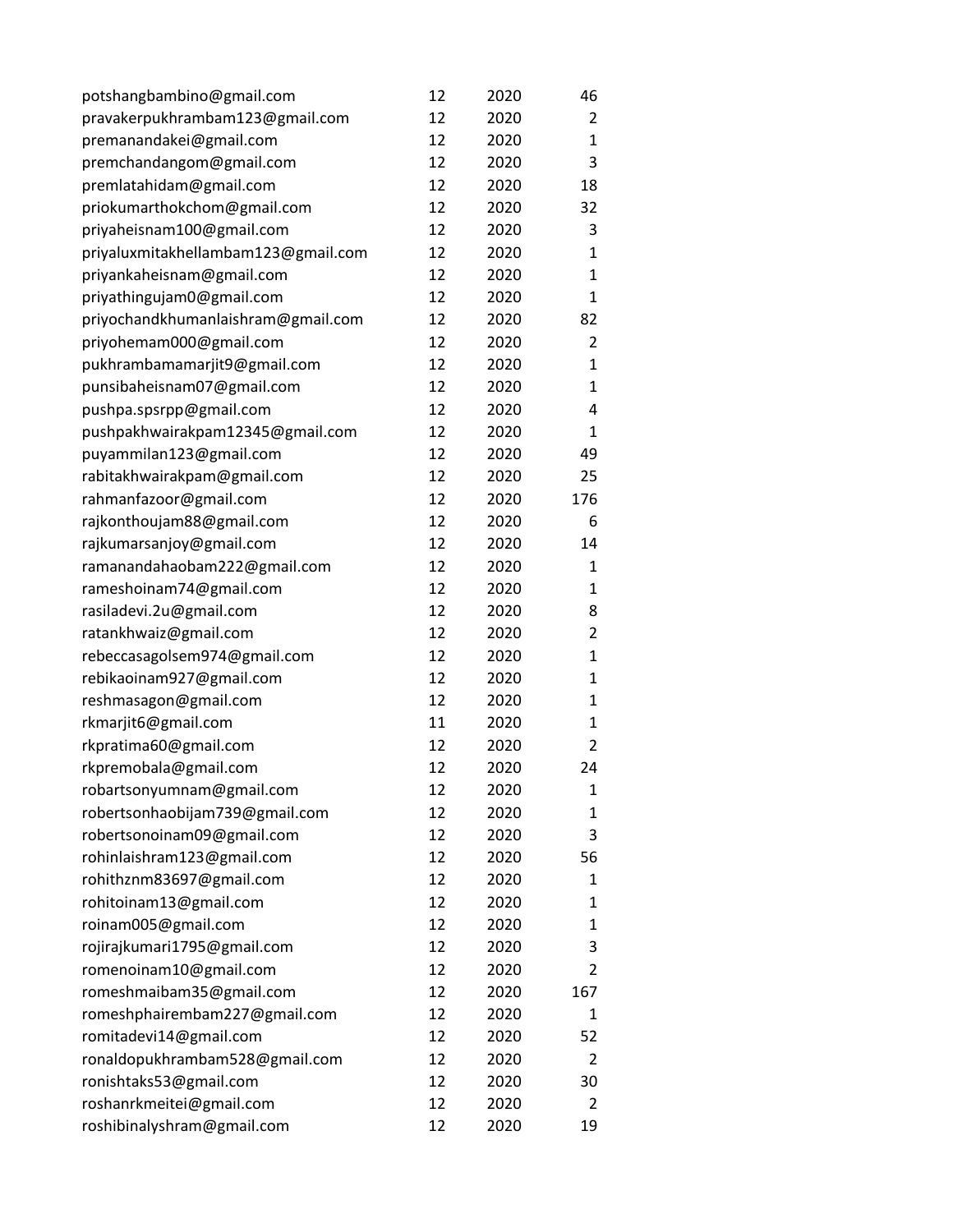| | | | |
|---|---|---|---|
| potshangbambino@gmail.com | 12 | 2020 | 46 |
| pravakerpukhrambam123@gmail.com | 12 | 2020 | 2 |
| premanandakei@gmail.com | 12 | 2020 | 1 |
| premchandangom@gmail.com | 12 | 2020 | 3 |
| premlatahidam@gmail.com | 12 | 2020 | 18 |
| priokumarthokchom@gmail.com | 12 | 2020 | 32 |
| priyaheisnam100@gmail.com | 12 | 2020 | 3 |
| priyaluxmitakhellambam123@gmail.com | 12 | 2020 | 1 |
| priyankaheisnam@gmail.com | 12 | 2020 | 1 |
| priyathingujam0@gmail.com | 12 | 2020 | 1 |
| priyochandkhumanlaishram@gmail.com | 12 | 2020 | 82 |
| priyohemam000@gmail.com | 12 | 2020 | 2 |
| pukhrambamamarjit9@gmail.com | 12 | 2020 | 1 |
| punsibaheisnam07@gmail.com | 12 | 2020 | 1 |
| pushpa.spsrpp@gmail.com | 12 | 2020 | 4 |
| pushpakhwairakpam12345@gmail.com | 12 | 2020 | 1 |
| puyammilan123@gmail.com | 12 | 2020 | 49 |
| rabitakhwairakpam@gmail.com | 12 | 2020 | 25 |
| rahmanfazoor@gmail.com | 12 | 2020 | 176 |
| rajkonthoujam88@gmail.com | 12 | 2020 | 6 |
| rajkumarsanjoy@gmail.com | 12 | 2020 | 14 |
| ramanandahaobam222@gmail.com | 12 | 2020 | 1 |
| rameshoinam74@gmail.com | 12 | 2020 | 1 |
| rasiladevi.2u@gmail.com | 12 | 2020 | 8 |
| ratankhwaiz@gmail.com | 12 | 2020 | 2 |
| rebeccasagolsem974@gmail.com | 12 | 2020 | 1 |
| rebikaoinam927@gmail.com | 12 | 2020 | 1 |
| reshmasagon@gmail.com | 12 | 2020 | 1 |
| rkmarjit6@gmail.com | 11 | 2020 | 1 |
| rkpratima60@gmail.com | 12 | 2020 | 2 |
| rkpremobala@gmail.com | 12 | 2020 | 24 |
| robartsonyumnam@gmail.com | 12 | 2020 | 1 |
| robertsonhaobijam739@gmail.com | 12 | 2020 | 1 |
| robertsonoinam09@gmail.com | 12 | 2020 | 3 |
| rohinlaishram123@gmail.com | 12 | 2020 | 56 |
| rohithznm83697@gmail.com | 12 | 2020 | 1 |
| rohitoinam13@gmail.com | 12 | 2020 | 1 |
| roinam005@gmail.com | 12 | 2020 | 1 |
| rojirajkumari1795@gmail.com | 12 | 2020 | 3 |
| romenoinam10@gmail.com | 12 | 2020 | 2 |
| romeshmaibam35@gmail.com | 12 | 2020 | 167 |
| romeshphairembam227@gmail.com | 12 | 2020 | 1 |
| romitadevi14@gmail.com | 12 | 2020 | 52 |
| ronaldopukhrambam528@gmail.com | 12 | 2020 | 2 |
| ronishtaks53@gmail.com | 12 | 2020 | 30 |
| roshanrkmeitei@gmail.com | 12 | 2020 | 2 |
| roshibinalyshram@gmail.com | 12 | 2020 | 19 |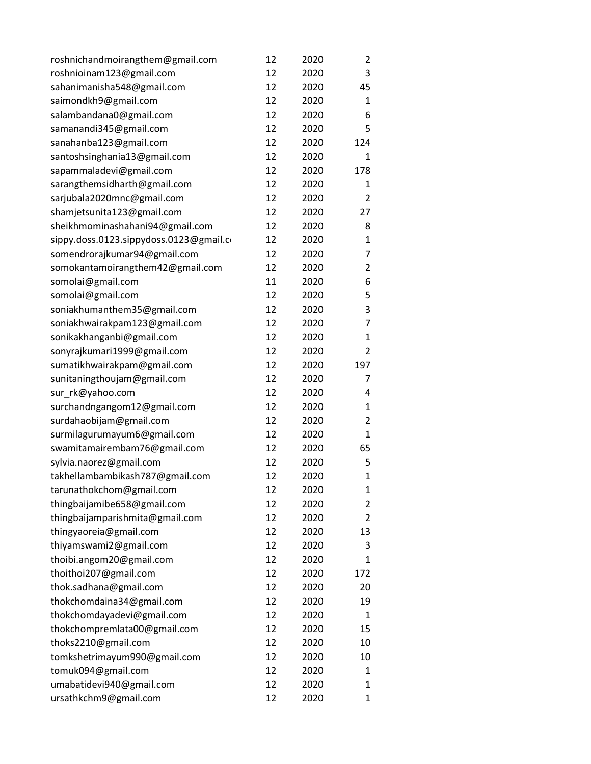| | | | |
|---|---|---|---|
| roshnichandmoirangthem@gmail.com | 12 | 2020 | 2 |
| roshnioinam123@gmail.com | 12 | 2020 | 3 |
| sahanimanisha548@gmail.com | 12 | 2020 | 45 |
| saimondkh9@gmail.com | 12 | 2020 | 1 |
| salambandana0@gmail.com | 12 | 2020 | 6 |
| samanandi345@gmail.com | 12 | 2020 | 5 |
| sanahanba123@gmail.com | 12 | 2020 | 124 |
| santoshsinghania13@gmail.com | 12 | 2020 | 1 |
| sapammaladevi@gmail.com | 12 | 2020 | 178 |
| sarangthemsidharth@gmail.com | 12 | 2020 | 1 |
| sarjubala2020mnc@gmail.com | 12 | 2020 | 2 |
| shamjetsunita123@gmail.com | 12 | 2020 | 27 |
| sheikhmominashahani94@gmail.com | 12 | 2020 | 8 |
| sippy.doss.0123.sippydoss.0123@gmail.c | 12 | 2020 | 1 |
| somendrorajkumar94@gmail.com | 12 | 2020 | 7 |
| somokantamoirangthem42@gmail.com | 12 | 2020 | 2 |
| somolai@gmail.com | 11 | 2020 | 6 |
| somolai@gmail.com | 12 | 2020 | 5 |
| soniakhumanthem35@gmail.com | 12 | 2020 | 3 |
| soniakhwairakpam123@gmail.com | 12 | 2020 | 7 |
| sonikakhanganbi@gmail.com | 12 | 2020 | 1 |
| sonyrajkumari1999@gmail.com | 12 | 2020 | 2 |
| sumatikhwairakpam@gmail.com | 12 | 2020 | 197 |
| sunitaningthoujam@gmail.com | 12 | 2020 | 7 |
| sur_rk@yahoo.com | 12 | 2020 | 4 |
| surchandngangom12@gmail.com | 12 | 2020 | 1 |
| surdahaobijam@gmail.com | 12 | 2020 | 2 |
| surmilagurumayum6@gmail.com | 12 | 2020 | 1 |
| swamitamairembam76@gmail.com | 12 | 2020 | 65 |
| sylvia.naorez@gmail.com | 12 | 2020 | 5 |
| takhellambambikash787@gmail.com | 12 | 2020 | 1 |
| tarunathokchom@gmail.com | 12 | 2020 | 1 |
| thingbaijamibe658@gmail.com | 12 | 2020 | 2 |
| thingbaijamparishmita@gmail.com | 12 | 2020 | 2 |
| thingyaoreia@gmail.com | 12 | 2020 | 13 |
| thiyamswami2@gmail.com | 12 | 2020 | 3 |
| thoibi.angom20@gmail.com | 12 | 2020 | 1 |
| thoithoi207@gmail.com | 12 | 2020 | 172 |
| thok.sadhana@gmail.com | 12 | 2020 | 20 |
| thokchomdaina34@gmail.com | 12 | 2020 | 19 |
| thokchomdayadevi@gmail.com | 12 | 2020 | 1 |
| thokchompremlata00@gmail.com | 12 | 2020 | 15 |
| thoks2210@gmail.com | 12 | 2020 | 10 |
| tomkshetrimayum990@gmail.com | 12 | 2020 | 10 |
| tomuk094@gmail.com | 12 | 2020 | 1 |
| umabatidevi940@gmail.com | 12 | 2020 | 1 |
| ursathkchm9@gmail.com | 12 | 2020 | 1 |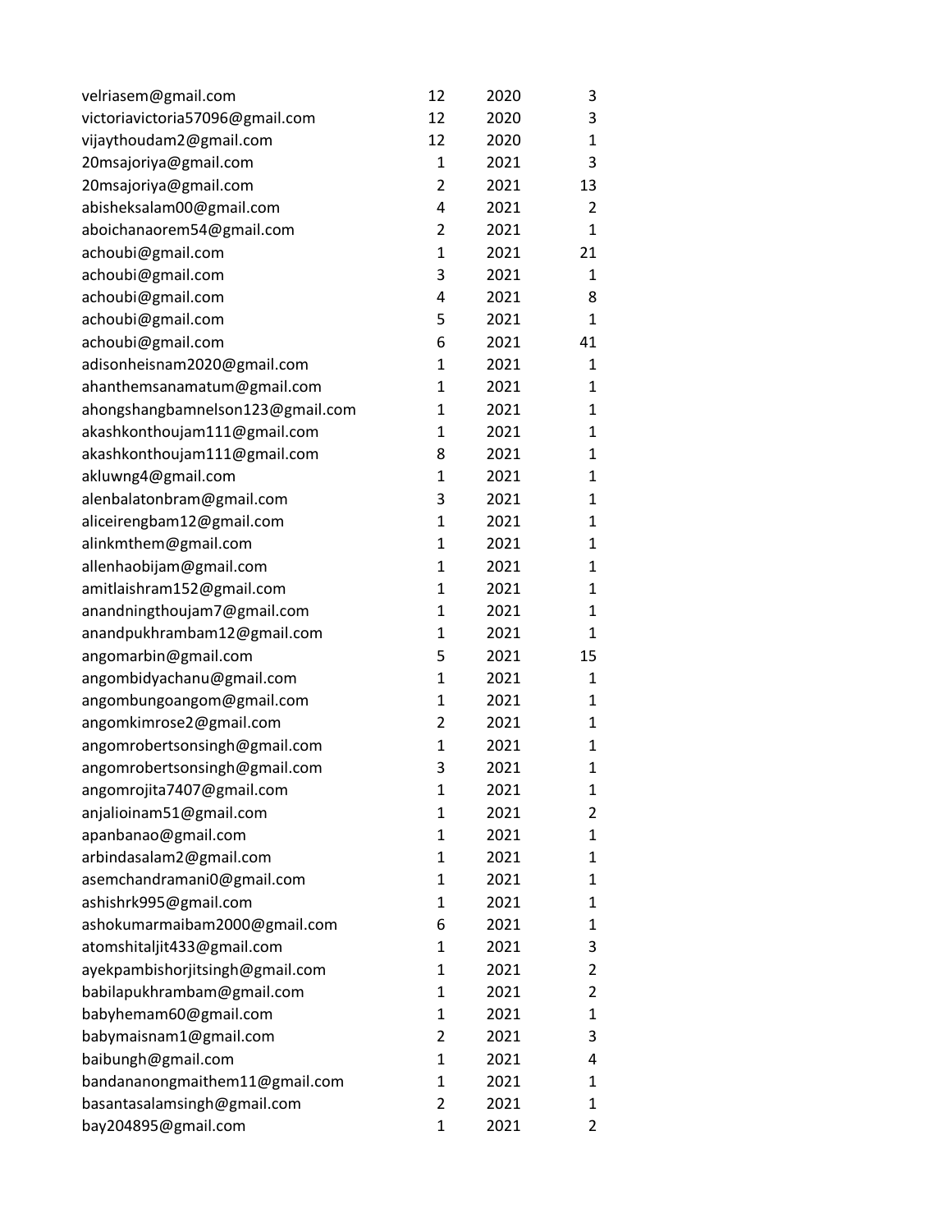| | | | |
|---|---|---|---|
| velriasem@gmail.com | 12 | 2020 | 3 |
| victoriavictoria57096@gmail.com | 12 | 2020 | 3 |
| vijaythoudam2@gmail.com | 12 | 2020 | 1 |
| 20msajoriya@gmail.com | 1 | 2021 | 3 |
| 20msajoriya@gmail.com | 2 | 2021 | 13 |
| abisheksalam00@gmail.com | 4 | 2021 | 2 |
| aboichanaorem54@gmail.com | 2 | 2021 | 1 |
| achoubi@gmail.com | 1 | 2021 | 21 |
| achoubi@gmail.com | 3 | 2021 | 1 |
| achoubi@gmail.com | 4 | 2021 | 8 |
| achoubi@gmail.com | 5 | 2021 | 1 |
| achoubi@gmail.com | 6 | 2021 | 41 |
| adisonheisnam2020@gmail.com | 1 | 2021 | 1 |
| ahanthemsanamatum@gmail.com | 1 | 2021 | 1 |
| ahongshangbamnelson123@gmail.com | 1 | 2021 | 1 |
| akashkonthoujam111@gmail.com | 1 | 2021 | 1 |
| akashkonthoujam111@gmail.com | 8 | 2021 | 1 |
| akluwng4@gmail.com | 1 | 2021 | 1 |
| alenbalatonbram@gmail.com | 3 | 2021 | 1 |
| aliceirengbam12@gmail.com | 1 | 2021 | 1 |
| alinkmthem@gmail.com | 1 | 2021 | 1 |
| allenhaobijam@gmail.com | 1 | 2021 | 1 |
| amitlaishram152@gmail.com | 1 | 2021 | 1 |
| anandningthoujam7@gmail.com | 1 | 2021 | 1 |
| anandpukhrambam12@gmail.com | 1 | 2021 | 1 |
| angomarbin@gmail.com | 5 | 2021 | 15 |
| angombidyachanu@gmail.com | 1 | 2021 | 1 |
| angombungoangom@gmail.com | 1 | 2021 | 1 |
| angomkimrose2@gmail.com | 2 | 2021 | 1 |
| angomrobertsonsingh@gmail.com | 1 | 2021 | 1 |
| angomrobertsonsingh@gmail.com | 3 | 2021 | 1 |
| angomrojita7407@gmail.com | 1 | 2021 | 1 |
| anjalioinam51@gmail.com | 1 | 2021 | 2 |
| apanbanao@gmail.com | 1 | 2021 | 1 |
| arbindasalam2@gmail.com | 1 | 2021 | 1 |
| asemchandramani0@gmail.com | 1 | 2021 | 1 |
| ashishrk995@gmail.com | 1 | 2021 | 1 |
| ashokumarmaibam2000@gmail.com | 6 | 2021 | 1 |
| atomshitaljit433@gmail.com | 1 | 2021 | 3 |
| ayekpambishorjitsingh@gmail.com | 1 | 2021 | 2 |
| babilapukhrambam@gmail.com | 1 | 2021 | 2 |
| babyhemam60@gmail.com | 1 | 2021 | 1 |
| babymaisnam1@gmail.com | 2 | 2021 | 3 |
| baibungh@gmail.com | 1 | 2021 | 4 |
| bandananongmaithem11@gmail.com | 1 | 2021 | 1 |
| basantasalamsingh@gmail.com | 2 | 2021 | 1 |
| bay204895@gmail.com | 1 | 2021 | 2 |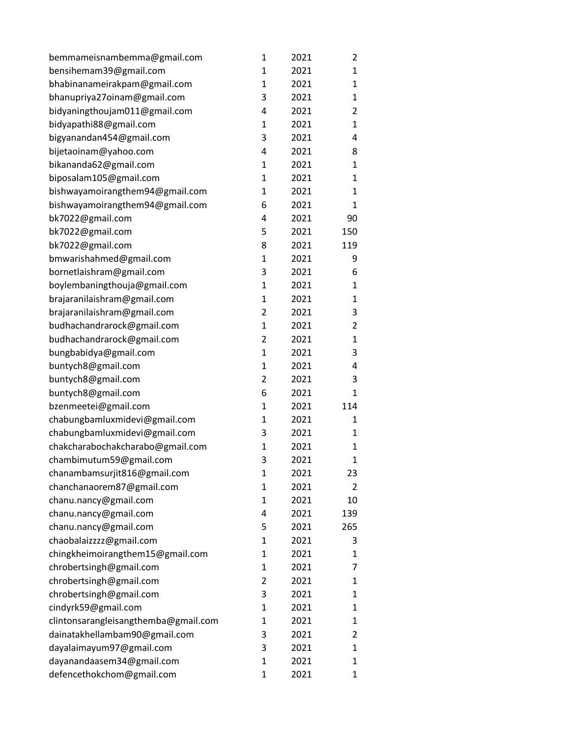| | | | |
|---|---|---|---|
| bemmameisnambemma@gmail.com | 1 | 2021 | 2 |
| bensihemam39@gmail.com | 1 | 2021 | 1 |
| bhabinanameirakpam@gmail.com | 1 | 2021 | 1 |
| bhanupriya27oinam@gmail.com | 3 | 2021 | 1 |
| bidyaningthoujam011@gmail.com | 4 | 2021 | 2 |
| bidyapathi88@gmail.com | 1 | 2021 | 1 |
| bigyanandan454@gmail.com | 3 | 2021 | 4 |
| bijetaoinam@yahoo.com | 4 | 2021 | 8 |
| bikananda62@gmail.com | 1 | 2021 | 1 |
| biposalam105@gmail.com | 1 | 2021 | 1 |
| bishwayamoirangthem94@gmail.com | 1 | 2021 | 1 |
| bishwayamoirangthem94@gmail.com | 6 | 2021 | 1 |
| bk7022@gmail.com | 4 | 2021 | 90 |
| bk7022@gmail.com | 5 | 2021 | 150 |
| bk7022@gmail.com | 8 | 2021 | 119 |
| bmwarishahmed@gmail.com | 1 | 2021 | 9 |
| bornetlaishram@gmail.com | 3 | 2021 | 6 |
| boylembaningthouja@gmail.com | 1 | 2021 | 1 |
| brajaranilaishram@gmail.com | 1 | 2021 | 1 |
| brajaranilaishram@gmail.com | 2 | 2021 | 3 |
| budhachandrarock@gmail.com | 1 | 2021 | 2 |
| budhachandrarock@gmail.com | 2 | 2021 | 1 |
| bungbabidya@gmail.com | 1 | 2021 | 3 |
| buntych8@gmail.com | 1 | 2021 | 4 |
| buntych8@gmail.com | 2 | 2021 | 3 |
| buntych8@gmail.com | 6 | 2021 | 1 |
| bzenmeetei@gmail.com | 1 | 2021 | 114 |
| chabungbamluxmidevi@gmail.com | 1 | 2021 | 1 |
| chabungbamluxmidevi@gmail.com | 3 | 2021 | 1 |
| chakcharabochakcharabo@gmail.com | 1 | 2021 | 1 |
| chambimutum59@gmail.com | 3 | 2021 | 1 |
| chanambamsurjit816@gmail.com | 1 | 2021 | 23 |
| chanchanaorem87@gmail.com | 1 | 2021 | 2 |
| chanu.nancy@gmail.com | 1 | 2021 | 10 |
| chanu.nancy@gmail.com | 4 | 2021 | 139 |
| chanu.nancy@gmail.com | 5 | 2021 | 265 |
| chaobalaizzzz@gmail.com | 1 | 2021 | 3 |
| chingkheimoirangthem15@gmail.com | 1 | 2021 | 1 |
| chrobertsingh@gmail.com | 1 | 2021 | 7 |
| chrobertsingh@gmail.com | 2 | 2021 | 1 |
| chrobertsingh@gmail.com | 3 | 2021 | 1 |
| cindyrk59@gmail.com | 1 | 2021 | 1 |
| clintonsarangleisangthemba@gmail.com | 1 | 2021 | 1 |
| dainatakhellambam90@gmail.com | 3 | 2021 | 2 |
| dayalaimayum97@gmail.com | 3 | 2021 | 1 |
| dayanandaasem34@gmail.com | 1 | 2021 | 1 |
| defencethokchom@gmail.com | 1 | 2021 | 1 |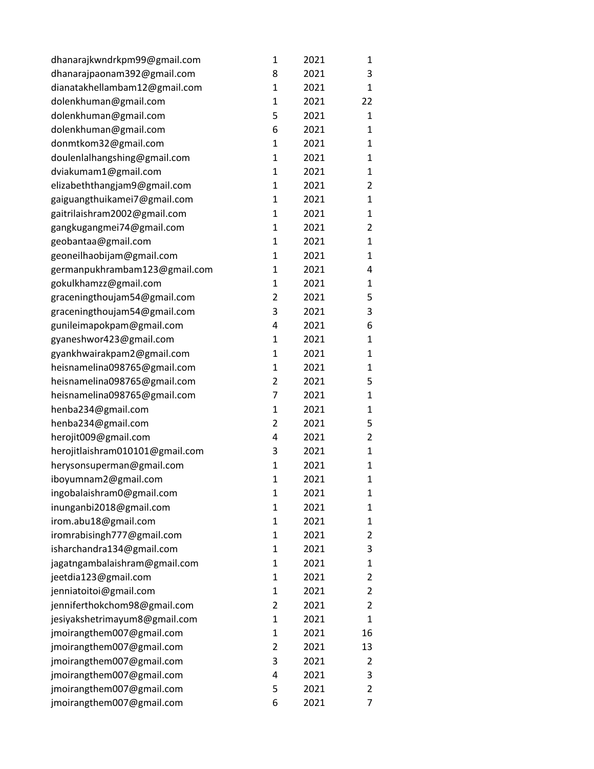| | | | |
|---|---|---|---|
| dhanarajkwndrkpm99@gmail.com | 1 | 2021 | 1 |
| dhanarajpaonam392@gmail.com | 8 | 2021 | 3 |
| dianatakhellambam12@gmail.com | 1 | 2021 | 1 |
| dolenkhuman@gmail.com | 1 | 2021 | 22 |
| dolenkhuman@gmail.com | 5 | 2021 | 1 |
| dolenkhuman@gmail.com | 6 | 2021 | 1 |
| donmtkom32@gmail.com | 1 | 2021 | 1 |
| doulenlalhangshing@gmail.com | 1 | 2021 | 1 |
| dviakumam1@gmail.com | 1 | 2021 | 1 |
| elizabeththangjam9@gmail.com | 1 | 2021 | 2 |
| gaiguangthuikamei7@gmail.com | 1 | 2021 | 1 |
| gaitrilaishram2002@gmail.com | 1 | 2021 | 1 |
| gangkugangmei74@gmail.com | 1 | 2021 | 2 |
| geobantaa@gmail.com | 1 | 2021 | 1 |
| geoneilhaobijam@gmail.com | 1 | 2021 | 1 |
| germanpukhrambam123@gmail.com | 1 | 2021 | 4 |
| gokulkhamzz@gmail.com | 1 | 2021 | 1 |
| graceningthoujam54@gmail.com | 2 | 2021 | 5 |
| graceningthoujam54@gmail.com | 3 | 2021 | 3 |
| gunileimapokpam@gmail.com | 4 | 2021 | 6 |
| gyaneshwor423@gmail.com | 1 | 2021 | 1 |
| gyankhwairakpam2@gmail.com | 1 | 2021 | 1 |
| heisnamelina098765@gmail.com | 1 | 2021 | 1 |
| heisnamelina098765@gmail.com | 2 | 2021 | 5 |
| heisnamelina098765@gmail.com | 7 | 2021 | 1 |
| henba234@gmail.com | 1 | 2021 | 1 |
| henba234@gmail.com | 2 | 2021 | 5 |
| herojit009@gmail.com | 4 | 2021 | 2 |
| herojitlaishram010101@gmail.com | 3 | 2021 | 1 |
| herysonsuperman@gmail.com | 1 | 2021 | 1 |
| iboyumnam2@gmail.com | 1 | 2021 | 1 |
| ingobalaishram0@gmail.com | 1 | 2021 | 1 |
| inunganbi2018@gmail.com | 1 | 2021 | 1 |
| irom.abu18@gmail.com | 1 | 2021 | 1 |
| iromrabisingh777@gmail.com | 1 | 2021 | 2 |
| isharchandra134@gmail.com | 1 | 2021 | 3 |
| jagatngambalaishram@gmail.com | 1 | 2021 | 1 |
| jeetdia123@gmail.com | 1 | 2021 | 2 |
| jenniatoitoi@gmail.com | 1 | 2021 | 2 |
| jenniferthokchom98@gmail.com | 2 | 2021 | 2 |
| jesiyakshetrimayum8@gmail.com | 1 | 2021 | 1 |
| jmoirangthem007@gmail.com | 1 | 2021 | 16 |
| jmoirangthem007@gmail.com | 2 | 2021 | 13 |
| jmoirangthem007@gmail.com | 3 | 2021 | 2 |
| jmoirangthem007@gmail.com | 4 | 2021 | 3 |
| jmoirangthem007@gmail.com | 5 | 2021 | 2 |
| jmoirangthem007@gmail.com | 6 | 2021 | 7 |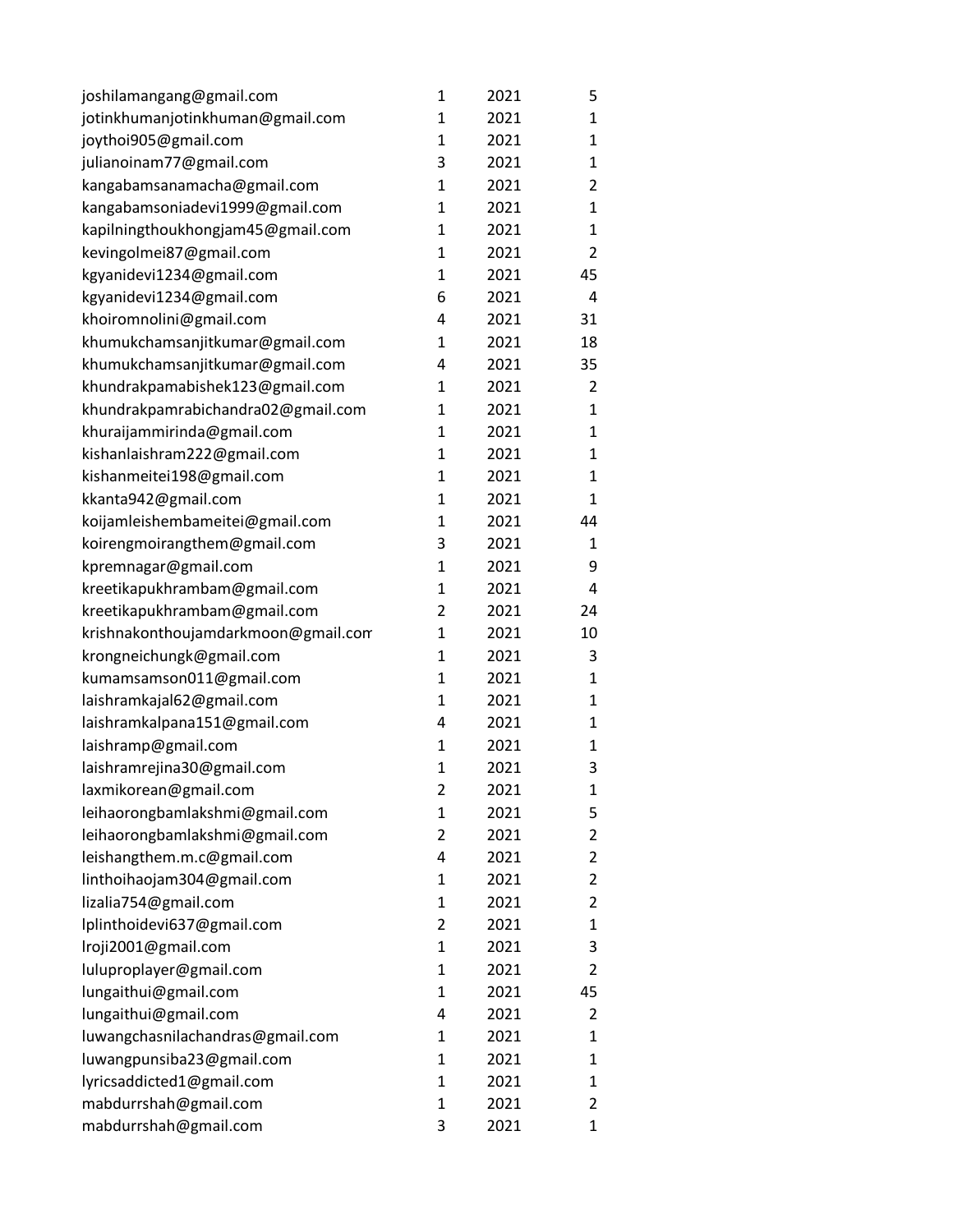| | | | |
|---|---|---|---|
| joshilamangang@gmail.com | 1 | 2021 | 5 |
| jotinkhumanjotinkhuman@gmail.com | 1 | 2021 | 1 |
| joythoi905@gmail.com | 1 | 2021 | 1 |
| julianoinam77@gmail.com | 3 | 2021 | 1 |
| kangabamsanamacha@gmail.com | 1 | 2021 | 2 |
| kangabamsoniadevi1999@gmail.com | 1 | 2021 | 1 |
| kapilningthoukhongjam45@gmail.com | 1 | 2021 | 1 |
| kevingolmei87@gmail.com | 1 | 2021 | 2 |
| kgyanidevi1234@gmail.com | 1 | 2021 | 45 |
| kgyanidevi1234@gmail.com | 6 | 2021 | 4 |
| khoiromnolini@gmail.com | 4 | 2021 | 31 |
| khumukchamsanjitkumar@gmail.com | 1 | 2021 | 18 |
| khumukchamsanjitkumar@gmail.com | 4 | 2021 | 35 |
| khundrakpamabishek123@gmail.com | 1 | 2021 | 2 |
| khundrakpamrabichandra02@gmail.com | 1 | 2021 | 1 |
| khuraijammirinda@gmail.com | 1 | 2021 | 1 |
| kishanlaishram222@gmail.com | 1 | 2021 | 1 |
| kishanmeitei198@gmail.com | 1 | 2021 | 1 |
| kkanta942@gmail.com | 1 | 2021 | 1 |
| koijamleishembameitei@gmail.com | 1 | 2021 | 44 |
| koirengmoirangthem@gmail.com | 3 | 2021 | 1 |
| kpremnagar@gmail.com | 1 | 2021 | 9 |
| kreetikapukhrambam@gmail.com | 1 | 2021 | 4 |
| kreetikapukhrambam@gmail.com | 2 | 2021 | 24 |
| krishnakonthoujamdarkmoon@gmail.com | 1 | 2021 | 10 |
| krongneichungk@gmail.com | 1 | 2021 | 3 |
| kumamsamson011@gmail.com | 1 | 2021 | 1 |
| laishramkajal62@gmail.com | 1 | 2021 | 1 |
| laishramkalpana151@gmail.com | 4 | 2021 | 1 |
| laishramp@gmail.com | 1 | 2021 | 1 |
| laishramrejina30@gmail.com | 1 | 2021 | 3 |
| laxmikorean@gmail.com | 2 | 2021 | 1 |
| leihaorongbamlakshmi@gmail.com | 1 | 2021 | 5 |
| leihaorongbamlakshmi@gmail.com | 2 | 2021 | 2 |
| leishangthem.m.c@gmail.com | 4 | 2021 | 2 |
| linthoihaojam304@gmail.com | 1 | 2021 | 2 |
| lizalia754@gmail.com | 1 | 2021 | 2 |
| lplinthoidevi637@gmail.com | 2 | 2021 | 1 |
| lroji2001@gmail.com | 1 | 2021 | 3 |
| luluproplayer@gmail.com | 1 | 2021 | 2 |
| lungaithui@gmail.com | 1 | 2021 | 45 |
| lungaithui@gmail.com | 4 | 2021 | 2 |
| luwangchasnilachandras@gmail.com | 1 | 2021 | 1 |
| luwangpunsiba23@gmail.com | 1 | 2021 | 1 |
| lyricsaddicted1@gmail.com | 1 | 2021 | 1 |
| mabdurrshah@gmail.com | 1 | 2021 | 2 |
| mabdurrshah@gmail.com | 3 | 2021 | 1 |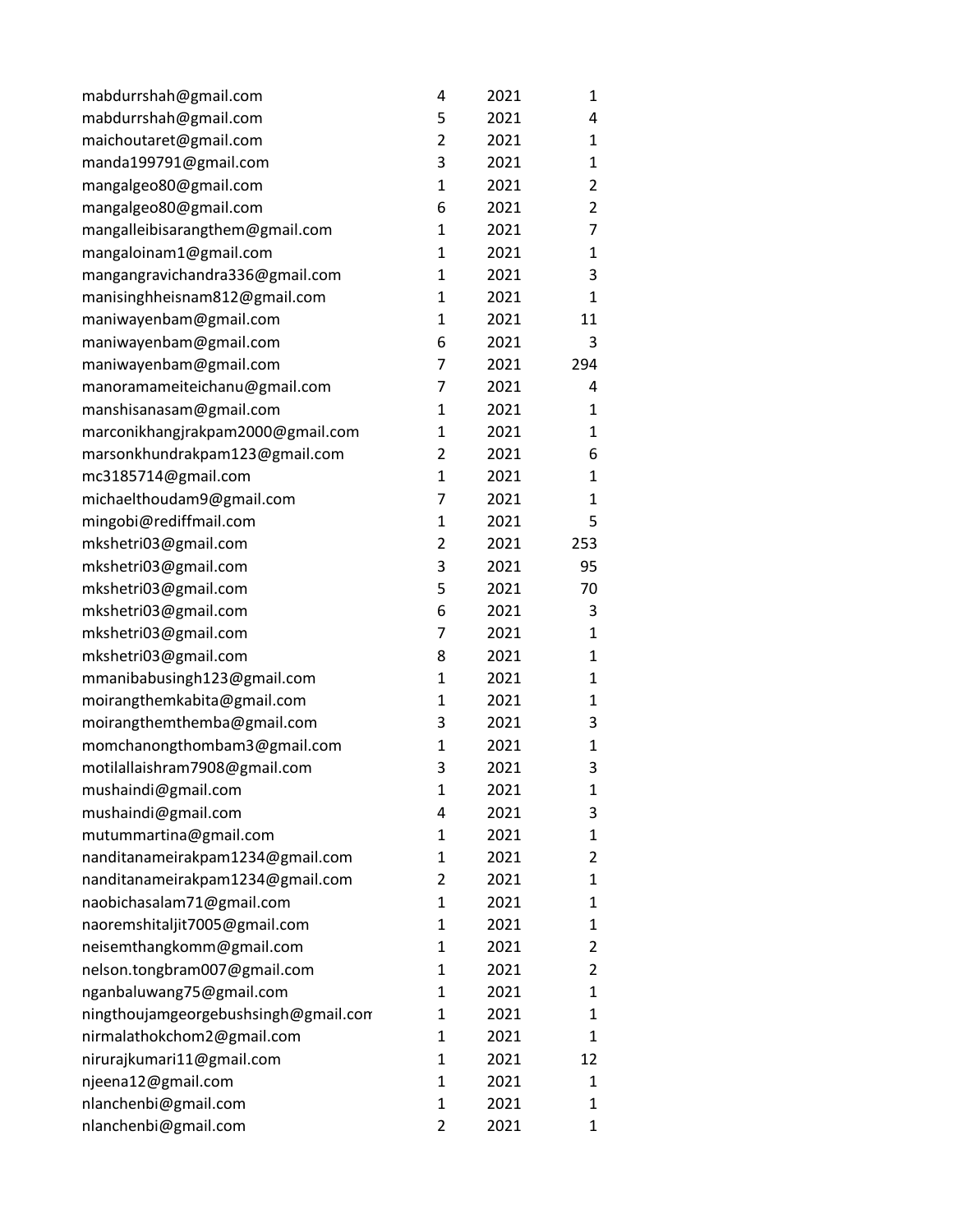| | | | |
|---|---|---|---|
| mabdurrshah@gmail.com | 4 | 2021 | 1 |
| mabdurrshah@gmail.com | 5 | 2021 | 4 |
| maichoutaret@gmail.com | 2 | 2021 | 1 |
| manda199791@gmail.com | 3 | 2021 | 1 |
| mangalgeo80@gmail.com | 1 | 2021 | 2 |
| mangalgeo80@gmail.com | 6 | 2021 | 2 |
| mangalleibisarangthem@gmail.com | 1 | 2021 | 7 |
| mangaloinam1@gmail.com | 1 | 2021 | 1 |
| mangangravichandra336@gmail.com | 1 | 2021 | 3 |
| manisinghheisnam812@gmail.com | 1 | 2021 | 1 |
| maniwayenbam@gmail.com | 1 | 2021 | 11 |
| maniwayenbam@gmail.com | 6 | 2021 | 3 |
| maniwayenbam@gmail.com | 7 | 2021 | 294 |
| manoramameiteichanu@gmail.com | 7 | 2021 | 4 |
| manshisanasam@gmail.com | 1 | 2021 | 1 |
| marconikhangjrakpam2000@gmail.com | 1 | 2021 | 1 |
| marsonkhundrakpam123@gmail.com | 2 | 2021 | 6 |
| mc3185714@gmail.com | 1 | 2021 | 1 |
| michaelthoudam9@gmail.com | 7 | 2021 | 1 |
| mingobi@rediffmail.com | 1 | 2021 | 5 |
| mkshetri03@gmail.com | 2 | 2021 | 253 |
| mkshetri03@gmail.com | 3 | 2021 | 95 |
| mkshetri03@gmail.com | 5 | 2021 | 70 |
| mkshetri03@gmail.com | 6 | 2021 | 3 |
| mkshetri03@gmail.com | 7 | 2021 | 1 |
| mkshetri03@gmail.com | 8 | 2021 | 1 |
| mmanibabusingh123@gmail.com | 1 | 2021 | 1 |
| moirangthemkabita@gmail.com | 1 | 2021 | 1 |
| moirangthemthemba@gmail.com | 3 | 2021 | 3 |
| momchanongthombam3@gmail.com | 1 | 2021 | 1 |
| motilallaishram7908@gmail.com | 3 | 2021 | 3 |
| mushaindi@gmail.com | 1 | 2021 | 1 |
| mushaindi@gmail.com | 4 | 2021 | 3 |
| mutummartina@gmail.com | 1 | 2021 | 1 |
| nanditanameirakpam1234@gmail.com | 1 | 2021 | 2 |
| nanditanameirakpam1234@gmail.com | 2 | 2021 | 1 |
| naobichasalam71@gmail.com | 1 | 2021 | 1 |
| naoremshitaljit7005@gmail.com | 1 | 2021 | 1 |
| neisemthangkomm@gmail.com | 1 | 2021 | 2 |
| nelson.tongbram007@gmail.com | 1 | 2021 | 2 |
| nganbaluwang75@gmail.com | 1 | 2021 | 1 |
| ningthoujamgeorgebushsingh@gmail.com | 1 | 2021 | 1 |
| nirmalathokchom2@gmail.com | 1 | 2021 | 1 |
| nirurajkumari11@gmail.com | 1 | 2021 | 12 |
| njeena12@gmail.com | 1 | 2021 | 1 |
| nlanchenbi@gmail.com | 1 | 2021 | 1 |
| nlanchenbi@gmail.com | 2 | 2021 | 1 |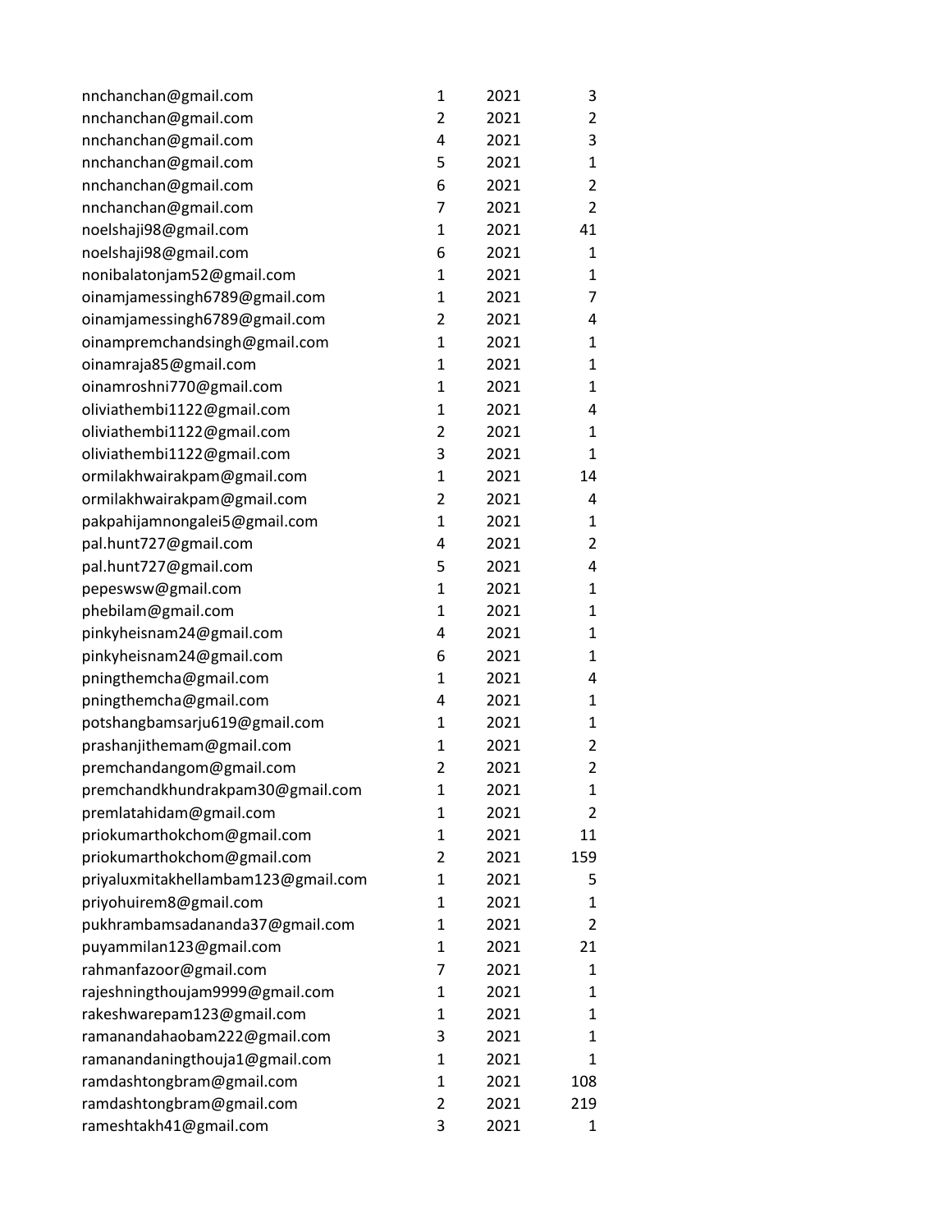| | | | |
|---|---|---|---|
| nnchanchan@gmail.com | 1 | 2021 | 3 |
| nnchanchan@gmail.com | 2 | 2021 | 2 |
| nnchanchan@gmail.com | 4 | 2021 | 3 |
| nnchanchan@gmail.com | 5 | 2021 | 1 |
| nnchanchan@gmail.com | 6 | 2021 | 2 |
| nnchanchan@gmail.com | 7 | 2021 | 2 |
| noelshaji98@gmail.com | 1 | 2021 | 41 |
| noelshaji98@gmail.com | 6 | 2021 | 1 |
| nonibalatonjam52@gmail.com | 1 | 2021 | 1 |
| oinamjamessingh6789@gmail.com | 1 | 2021 | 7 |
| oinamjamessingh6789@gmail.com | 2 | 2021 | 4 |
| oinampremchandsingh@gmail.com | 1 | 2021 | 1 |
| oinamraja85@gmail.com | 1 | 2021 | 1 |
| oinamroshni770@gmail.com | 1 | 2021 | 1 |
| oliviathembi1122@gmail.com | 1 | 2021 | 4 |
| oliviathembi1122@gmail.com | 2 | 2021 | 1 |
| oliviathembi1122@gmail.com | 3 | 2021 | 1 |
| ormilakhwairakpam@gmail.com | 1 | 2021 | 14 |
| ormilakhwairakpam@gmail.com | 2 | 2021 | 4 |
| pakpahijamnongalei5@gmail.com | 1 | 2021 | 1 |
| pal.hunt727@gmail.com | 4 | 2021 | 2 |
| pal.hunt727@gmail.com | 5 | 2021 | 4 |
| pepeswsw@gmail.com | 1 | 2021 | 1 |
| phebilam@gmail.com | 1 | 2021 | 1 |
| pinkyheisnam24@gmail.com | 4 | 2021 | 1 |
| pinkyheisnam24@gmail.com | 6 | 2021 | 1 |
| pningthemcha@gmail.com | 1 | 2021 | 4 |
| pningthemcha@gmail.com | 4 | 2021 | 1 |
| potshangbamsarju619@gmail.com | 1 | 2021 | 1 |
| prashanjithemam@gmail.com | 1 | 2021 | 2 |
| premchandangom@gmail.com | 2 | 2021 | 2 |
| premchandkhundrakpam30@gmail.com | 1 | 2021 | 1 |
| premlatahidam@gmail.com | 1 | 2021 | 2 |
| priokumarthokchom@gmail.com | 1 | 2021 | 11 |
| priokumarthokchom@gmail.com | 2 | 2021 | 159 |
| priyaluxmitakhellambam123@gmail.com | 1 | 2021 | 5 |
| priyohuirem8@gmail.com | 1 | 2021 | 1 |
| pukhrambamsadananda37@gmail.com | 1 | 2021 | 2 |
| puyammilan123@gmail.com | 1 | 2021 | 21 |
| rahmanfazoor@gmail.com | 7 | 2021 | 1 |
| rajeshningthoujam9999@gmail.com | 1 | 2021 | 1 |
| rakeshwarepam123@gmail.com | 1 | 2021 | 1 |
| ramanandahaobam222@gmail.com | 3 | 2021 | 1 |
| ramanandaningthouja1@gmail.com | 1 | 2021 | 1 |
| ramdashtongbram@gmail.com | 1 | 2021 | 108 |
| ramdashtongbram@gmail.com | 2 | 2021 | 219 |
| rameshtakh41@gmail.com | 3 | 2021 | 1 |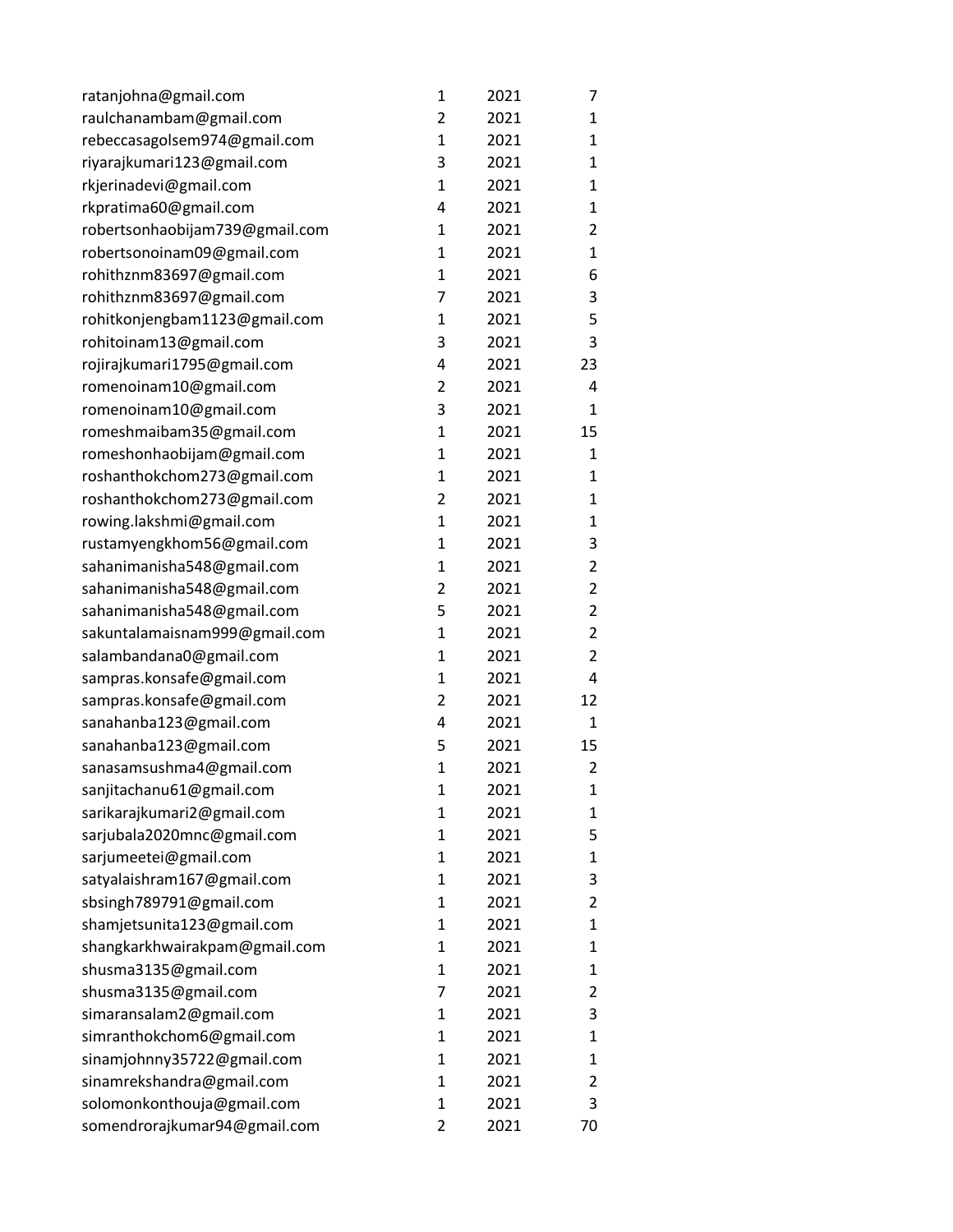| | | | |
|---|---|---|---|
| ratanjohna@gmail.com | 1 | 2021 | 7 |
| raulchanambam@gmail.com | 2 | 2021 | 1 |
| rebeccasagolsem974@gmail.com | 1 | 2021 | 1 |
| riyarajkumari123@gmail.com | 3 | 2021 | 1 |
| rkjerinadevi@gmail.com | 1 | 2021 | 1 |
| rkpratima60@gmail.com | 4 | 2021 | 1 |
| robertsonhaobijam739@gmail.com | 1 | 2021 | 2 |
| robertsonoinam09@gmail.com | 1 | 2021 | 1 |
| rohithznm83697@gmail.com | 1 | 2021 | 6 |
| rohithznm83697@gmail.com | 7 | 2021 | 3 |
| rohitkonjengbam1123@gmail.com | 1 | 2021 | 5 |
| rohitoinam13@gmail.com | 3 | 2021 | 3 |
| rojirajkumari1795@gmail.com | 4 | 2021 | 23 |
| romenoinam10@gmail.com | 2 | 2021 | 4 |
| romenoinam10@gmail.com | 3 | 2021 | 1 |
| romeshmaibam35@gmail.com | 1 | 2021 | 15 |
| romeshonhaobijam@gmail.com | 1 | 2021 | 1 |
| roshanthokchom273@gmail.com | 1 | 2021 | 1 |
| roshanthokchom273@gmail.com | 2 | 2021 | 1 |
| rowing.lakshmi@gmail.com | 1 | 2021 | 1 |
| rustamyengkhom56@gmail.com | 1 | 2021 | 3 |
| sahanimanisha548@gmail.com | 1 | 2021 | 2 |
| sahanimanisha548@gmail.com | 2 | 2021 | 2 |
| sahanimanisha548@gmail.com | 5 | 2021 | 2 |
| sakuntalamaisnam999@gmail.com | 1 | 2021 | 2 |
| salambandana0@gmail.com | 1 | 2021 | 2 |
| sampras.konsafe@gmail.com | 1 | 2021 | 4 |
| sampras.konsafe@gmail.com | 2 | 2021 | 12 |
| sanahanba123@gmail.com | 4 | 2021 | 1 |
| sanahanba123@gmail.com | 5 | 2021 | 15 |
| sanasamsushma4@gmail.com | 1 | 2021 | 2 |
| sanjitachanu61@gmail.com | 1 | 2021 | 1 |
| sarikarajkumari2@gmail.com | 1 | 2021 | 1 |
| sarjubala2020mnc@gmail.com | 1 | 2021 | 5 |
| sarjumeetei@gmail.com | 1 | 2021 | 1 |
| satyalaishram167@gmail.com | 1 | 2021 | 3 |
| sbsingh789791@gmail.com | 1 | 2021 | 2 |
| shamjetsunita123@gmail.com | 1 | 2021 | 1 |
| shangkarkhwairakpam@gmail.com | 1 | 2021 | 1 |
| shusma3135@gmail.com | 1 | 2021 | 1 |
| shusma3135@gmail.com | 7 | 2021 | 2 |
| simaransalam2@gmail.com | 1 | 2021 | 3 |
| simranthokchom6@gmail.com | 1 | 2021 | 1 |
| sinamjohnny35722@gmail.com | 1 | 2021 | 1 |
| sinamrekshandra@gmail.com | 1 | 2021 | 2 |
| solomonkonthouja@gmail.com | 1 | 2021 | 3 |
| somendrorajkumar94@gmail.com | 2 | 2021 | 70 |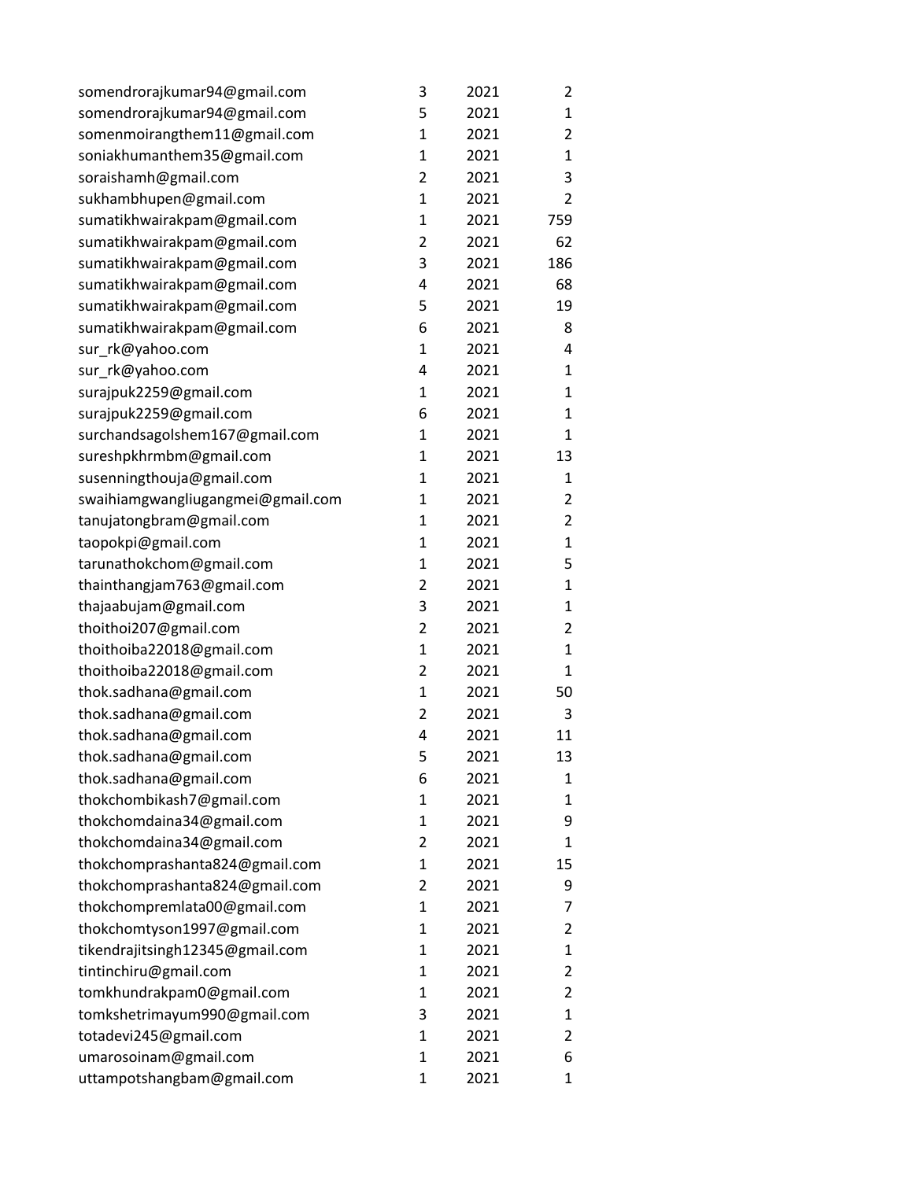| | | | |
|---|---|---|---|
| somendrorajkumar94@gmail.com | 3 | 2021 | 2 |
| somendrorajkumar94@gmail.com | 5 | 2021 | 1 |
| somenmoirangthem11@gmail.com | 1 | 2021 | 2 |
| soniakhumanthem35@gmail.com | 1 | 2021 | 1 |
| soraishamh@gmail.com | 2 | 2021 | 3 |
| sukhambhupen@gmail.com | 1 | 2021 | 2 |
| sumatikhwairakpam@gmail.com | 1 | 2021 | 759 |
| sumatikhwairakpam@gmail.com | 2 | 2021 | 62 |
| sumatikhwairakpam@gmail.com | 3 | 2021 | 186 |
| sumatikhwairakpam@gmail.com | 4 | 2021 | 68 |
| sumatikhwairakpam@gmail.com | 5 | 2021 | 19 |
| sumatikhwairakpam@gmail.com | 6 | 2021 | 8 |
| sur_rk@yahoo.com | 1 | 2021 | 4 |
| sur_rk@yahoo.com | 4 | 2021 | 1 |
| surajpuk2259@gmail.com | 1 | 2021 | 1 |
| surajpuk2259@gmail.com | 6 | 2021 | 1 |
| surchandsagolshem167@gmail.com | 1 | 2021 | 1 |
| sureshpkhrmbm@gmail.com | 1 | 2021 | 13 |
| susenningthouja@gmail.com | 1 | 2021 | 1 |
| swaihiamgwangliugangmei@gmail.com | 1 | 2021 | 2 |
| tanujatongbram@gmail.com | 1 | 2021 | 2 |
| taopokpi@gmail.com | 1 | 2021 | 1 |
| tarunathokchom@gmail.com | 1 | 2021 | 5 |
| thainthangjam763@gmail.com | 2 | 2021 | 1 |
| thajaabujam@gmail.com | 3 | 2021 | 1 |
| thoithoi207@gmail.com | 2 | 2021 | 2 |
| thoithoiba22018@gmail.com | 1 | 2021 | 1 |
| thoithoiba22018@gmail.com | 2 | 2021 | 1 |
| thok.sadhana@gmail.com | 1 | 2021 | 50 |
| thok.sadhana@gmail.com | 2 | 2021 | 3 |
| thok.sadhana@gmail.com | 4 | 2021 | 11 |
| thok.sadhana@gmail.com | 5 | 2021 | 13 |
| thok.sadhana@gmail.com | 6 | 2021 | 1 |
| thokchombikash7@gmail.com | 1 | 2021 | 1 |
| thokchomdaina34@gmail.com | 1 | 2021 | 9 |
| thokchomdaina34@gmail.com | 2 | 2021 | 1 |
| thokchomprashanta824@gmail.com | 1 | 2021 | 15 |
| thokchomprashanta824@gmail.com | 2 | 2021 | 9 |
| thokchompremlata00@gmail.com | 1 | 2021 | 7 |
| thokchomtyson1997@gmail.com | 1 | 2021 | 2 |
| tikendrajitsingh12345@gmail.com | 1 | 2021 | 1 |
| tintinchiru@gmail.com | 1 | 2021 | 2 |
| tomkhundrakpam0@gmail.com | 1 | 2021 | 2 |
| tomkshetrimayum990@gmail.com | 3 | 2021 | 1 |
| totadevi245@gmail.com | 1 | 2021 | 2 |
| umarosoinam@gmail.com | 1 | 2021 | 6 |
| uttampotshangbam@gmail.com | 1 | 2021 | 1 |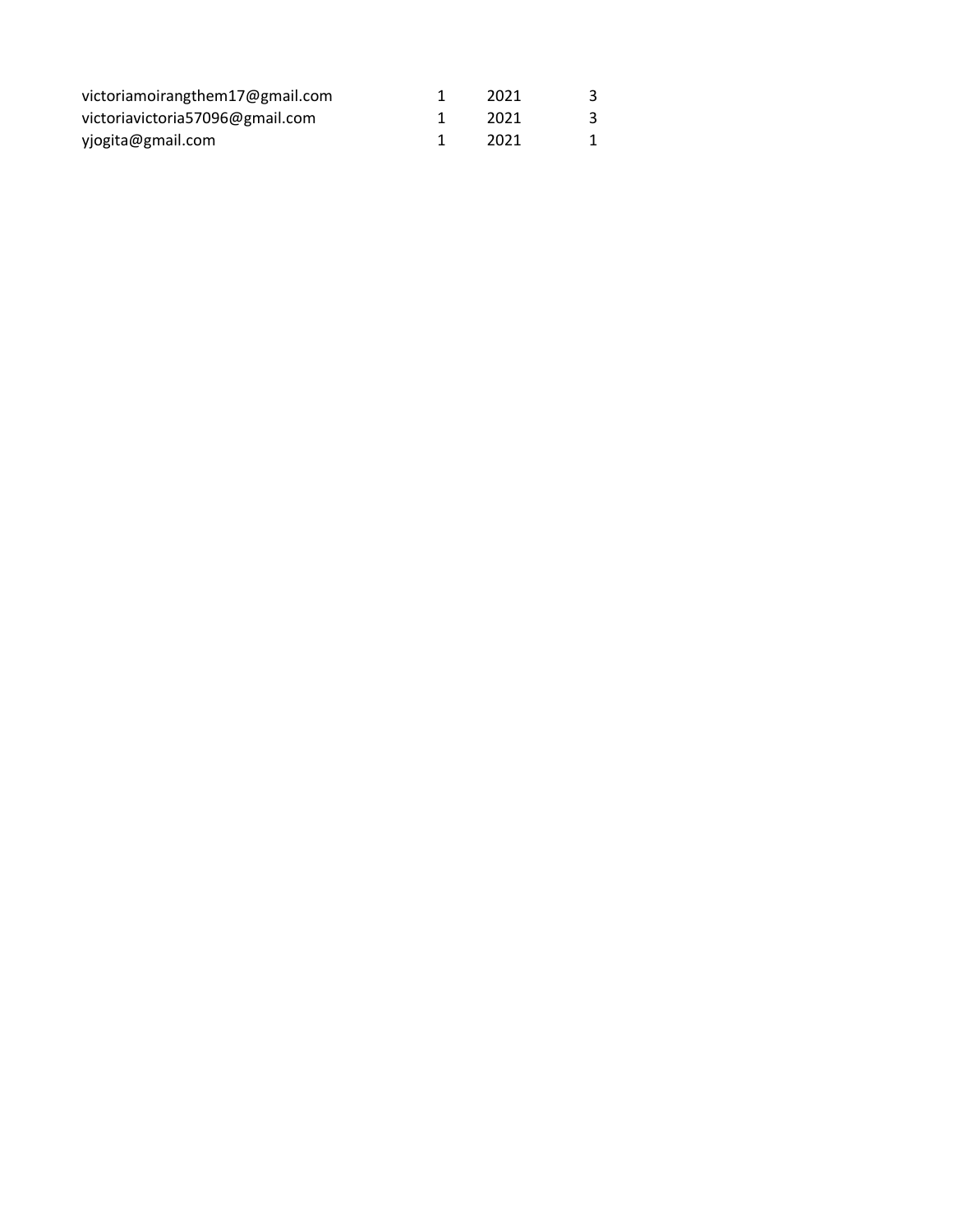| | | | |
|---|---|---|---|
| victoriamoirangthem17@gmail.com | 1 | 2021 | 3 |
| victoriavictoria57096@gmail.com | 1 | 2021 | 3 |
| yjogita@gmail.com | 1 | 2021 | 1 |